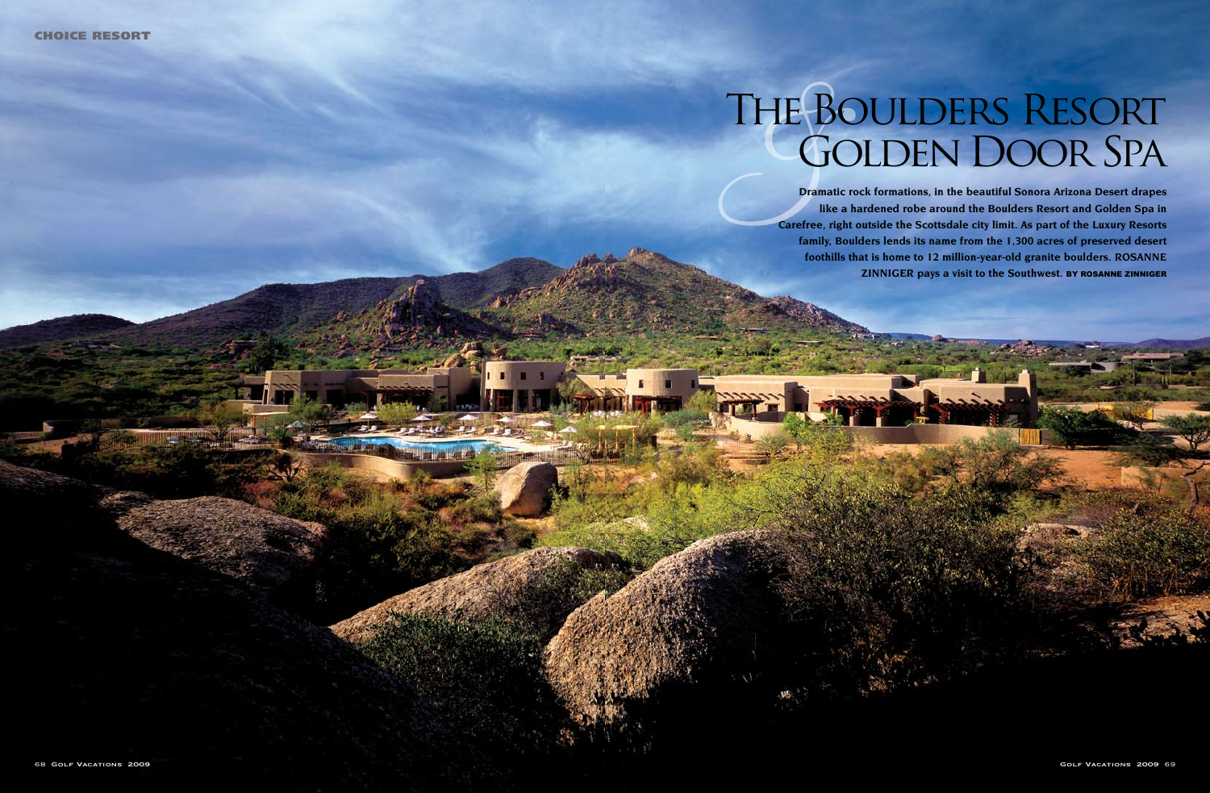CHOICE RESORT

# The Boulders Resort & Golden Door Spa

**Dramatic rock formations, in the beautiful Sonora Arizona Desert drapes like a hardened robe around the Boulders Resort and Golden Spa in Carefree, right outside the Scottsdale city limit. As part of the Luxury Resorts family, Boulders lends its name from the 1,300 acres of preserved desert foothills that is home to 12 million-year-old granite boulders. ROSANNE ZINNIGER pays a visit to the Southwest. BY ROSANNE ZINNIGER**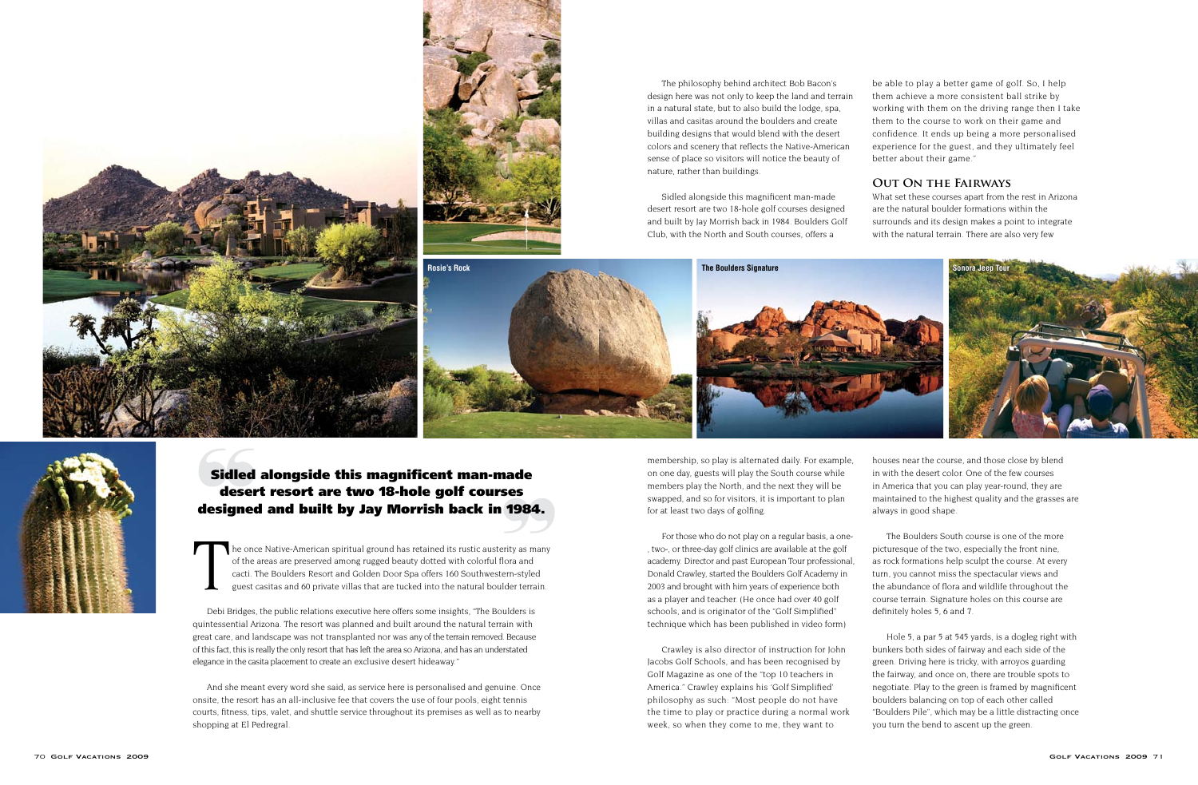The philosophy behind architect Bob Bacon's design here was not only to keep the land and terrain in a natural state, but to also build the lodge, spa, villas and casitas around the boulders and create building designs that would blend with the desert colors and scenery that reflects the Native-American sense of place so visitors will notice the beauty of nature, rather than buildings.

Sidled alongside this magnificent man-made desert resort are two 18-hole golf courses designed and built by Jay Morrish back in 1984. Boulders Golf Club, with the North and South courses, offers a membership, so play is alternated daily. For example, on one day, guests will play the South course while members play the North, and the next they will be swapped, and so for visitors, it is important to plan for at least two days of golfing.

For those who do not play on a regular basis, a one-, two-, or three-day golf clinics are available at the golf academy. Director and past European Tour professional, Donald Crawley, started the Boulders Golf Academy in 2003 and brought with him years of experience both as a player and teacher. (He once had over 40 golf schools, and is originator of the "Golf Simplified" technique which has been published in video form)

Crawley is also director of instruction for John Jacobs Golf Schools, and has been recognised by Golf Magazine as one of the "top 10 teachers in America." Crawley explains his 'Golf Simplified' philosophy as such: "Most people do not have the time to play or practice during a normal work week, so when they come to me, they want to be able to play a better game of golf. So, I help them achieve a more consistent ball strike by working with them on the driving range then I take them to the course to work on their game and confidence. It ends up being a more personalised experience for the guest, and they ultimately feel better about their game."

## Out On the Fairways

What set these courses apart from the rest in Arizona are the natural boulder formations within the surrounds and its design makes a point to integrate with the natural terrain. There are also very few houses near the course, and those close by blend in with the desert color. One of the few courses in America that you can play year-round, they are maintained to the highest quality and the grasses are always in good shape.

The Boulders South course is one of the more picturesque of the two, especially the front nine, as rock formations help sculpt the course. At every turn, you cannot miss the spectacular views and the abundance of flora and wildlife throughout the course terrain. Signature holes on this course are definitely holes 5, 6 and 7.

Hole 5, a par 5 at 545 yards, is a dogleg right with bunkers both sides of fairway and each side of the green. Driving here is tricky, with arroyos guarding the fairway, and once on, there are trouble spots to negotiate. Play to the green is framed by magnificent boulders balancing on top of each other called "Boulders Pile", which may be a little distracting once you turn the bend to ascent up the green.

Rosie's Rock

The Boulders Signature

Sonora Jeep Tour

**"Sidled alongside this magnificent man-made desert resort are two 18-hole golf courses designed and built by Jay Morrish back in 1984."**

The once Native-American spiritual ground has retained its rustic austerity as many of the areas are preserved among rugged beauty dotted with colorful flora and cacti. The Boulders Resort and Golden Door Spa offers 160 Southwestern-styled guest casitas and 60 private villas that are tucked into the natural boulder terrain.

Debi Bridges, the public relations executive here offers some insights, "The Boulders is quintessential Arizona. The resort was planned and built around the natural terrain with great care, and landscape was not transplanted nor was any of the terrain removed. Because of this fact, this is really the only resort that has left the area so Arizona, and has an understated elegance in the casita placement to create an exclusive desert hideaway."

And she meant every word she said, as service here is personalised and genuine. Once onsite, the resort has an all-inclusive fee that covers the use of four pools, eight tennis courts, fitness, tips, valet, and shuttle service throughout its premises as well as to nearby shopping at El Pedregral.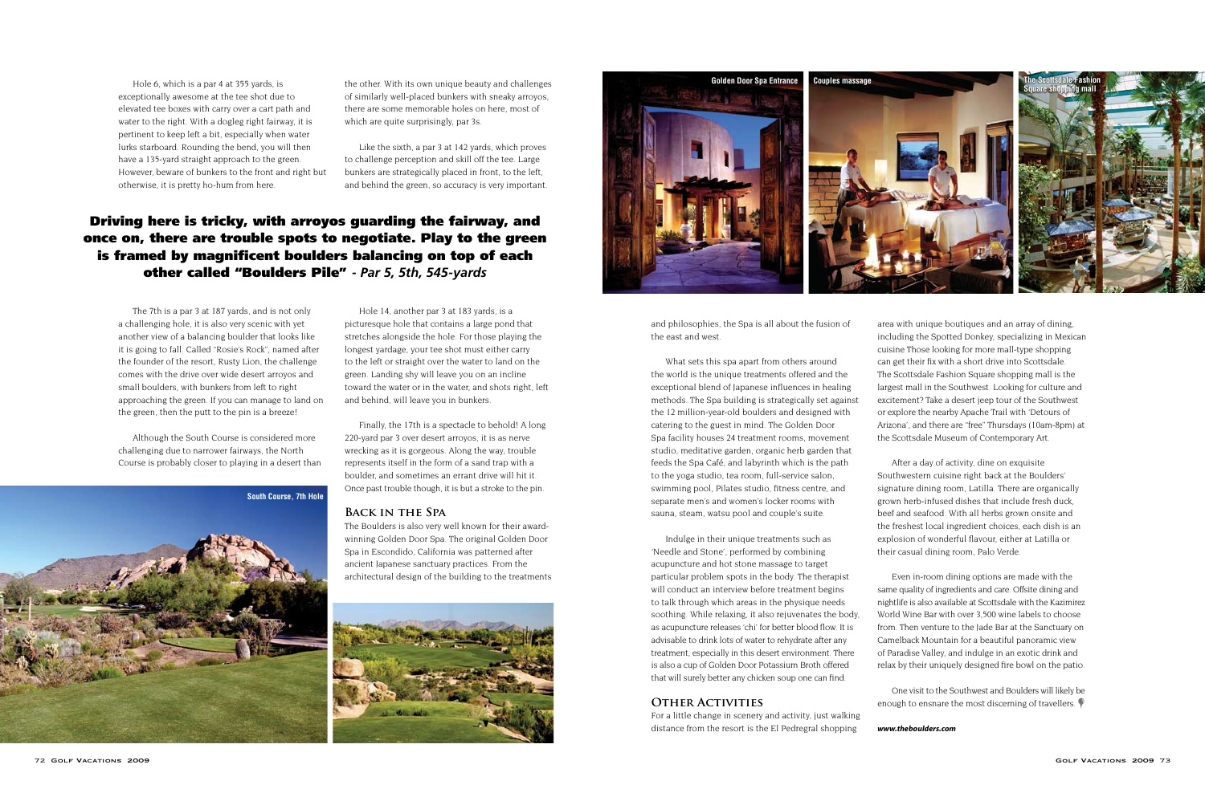Hole 6, which is a par 4 at 355 yards, is exceptionally awesome at the tee shot due to elevated tee boxes with carry over a cart path and water to the right. With a dogleg right fairway, it is pertinent to keep left a bit, especially when water lurks starboard. Rounding the bend, you will then have a 135-yard straight approach to the green. However, beware of bunkers to the front and right but otherwise, it is pretty ho-hum from here.

the other. With its own unique beauty and challenges of similarly well-placed bunkers with sneaky arroyos, there are some memorable holes on here, most of which are quite surprisingly, par 3s.

Like the sixth, a par 3 at 142 yards, which proves to challenge perception and skill off the tee. Large bunkers are strategically placed in front, to the left, and behind the green, so accuracy is very important.

**Driving here is tricky, with arroyos guarding the fairway, and once on, there are trouble spots to negotiate. Play to the green is framed by magnificent boulders balancing on top of each other called "Boulders Pile"** *- Par 5, 5th, 545-yards*

The 7th is a par 3 at 187 yards, and is not only a challenging hole, it is also very scenic with yet another view of a balancing boulder that looks like it is going to fall. Called "Rosie's Rock", named after the founder of the resort, Rusty Lion, the challenge comes with the drive over wide desert arroyos and small boulders, with bunkers from left to right approaching the green. If you can manage to land on the green, then the putt to the pin is a breeze!

Although the South Course is considered more challenging due to narrower fairways, the North Course is probably closer to playing in a desert than

South Course, 7th Hole

Hole 14, another par 3 at 183 yards, is a picturesque hole that contains a large pond that stretches alongside the hole. For those playing the longest yardage, your tee shot must either carry to the left or straight over the water to land on the green. Landing shy will leave you on an incline toward the water or in the water, and shots right, left and behind, will leave you in bunkers.

Finally, the 17th is a spectacle to behold! A long 220-yard par 3 over desert arroyos, it is as nerve wrecking as it is gorgeous. Along the way, trouble represents itself in the form of a sand trap with a boulder, and sometimes an errant drive will hit it. Once past trouble though, it is but a stroke to the pin.

## Back in the Spa

The Boulders is also very well known for their award-winning Golden Door Spa. The original Golden Door Spa in Escondido, California was patterned after ancient Japanese sanctuary practices. From the architectural design of the building to the treatments and philosophies, the Spa is all about the fusion of the east and west.

Golden Door Spa Entrance

Couples massage

The Scottsdale Fashion Square shopping mall

What sets this spa apart from others around the world is the unique treatments offered and the exceptional blend of Japanese influences in healing methods. The Spa building is strategically set against the 12 million-year-old boulders and designed with catering to the guest in mind. The Golden Door Spa facility houses 24 treatment rooms, movement studio, meditative garden, organic herb garden that feeds the Spa Café, and labyrinth which is the path to the yoga studio, tea room, full-service salon, swimming pool, Pilates studio, fitness centre, and separate men's and women's locker rooms with sauna, steam, watsu pool and couple's suite.

Indulge in their unique treatments such as 'Needle and Stone', performed by combining acupuncture and hot stone massage to target particular problem spots in the body. The therapist will conduct an interview before treatment begins to talk through which areas in the physique needs soothing. While relaxing, it also rejuvenates the body, as acupuncture releases 'chi' for better blood flow. It is advisable to drink lots of water to rehydrate after any treatment, especially in this desert environment. There is also a cup of Golden Door Potassium Broth offered that will surely better any chicken soup one can find.

## Other Activities

For a little change in scenery and activity, just walking distance from the resort is the El Pedregral shopping area with unique boutiques and an array of dining, including the Spotted Donkey, specializing in Mexican cuisine. Those looking for more mall-type shopping can get their fix with a short drive into Scottsdale. The Scottsdale Fashion Square shopping mall is the largest mall in the Southwest. Looking for culture and excitement? Take a desert jeep tour of the Southwest or explore the nearby Apache Trail with 'Detours of Arizona', and there are "free" Thursdays (10am-8pm) at the Scottsdale Museum of Contemporary Art.

After a day of activity, dine on exquisite Southwestern cuisine right back at the Boulders' signature dining room, Latilla. There are organically grown herb-infused dishes that include fresh duck, beef and seafood. With all herbs grown onsite and the freshest local ingredient choices, each dish is an explosion of wonderful flavour, either at Latilla or their casual dining room, Palo Verde.

Even in-room dining options are made with the same quality of ingredients and care. Offsite dining and nightlife is also available at Scottsdale with the Kazimirez World Wine Bar with over 3,500 wine labels to choose from. Then venture to the Jade Bar at the Sanctuary on Camelback Mountain for a beautiful panoramic view of Paradise Valley, and indulge in an exotic drink and relax by their uniquely designed fire bowl on the patio.

One visit to the Southwest and Boulders will likely be enough to ensnare the most discerning of travellers.

***www.theboulders.com***